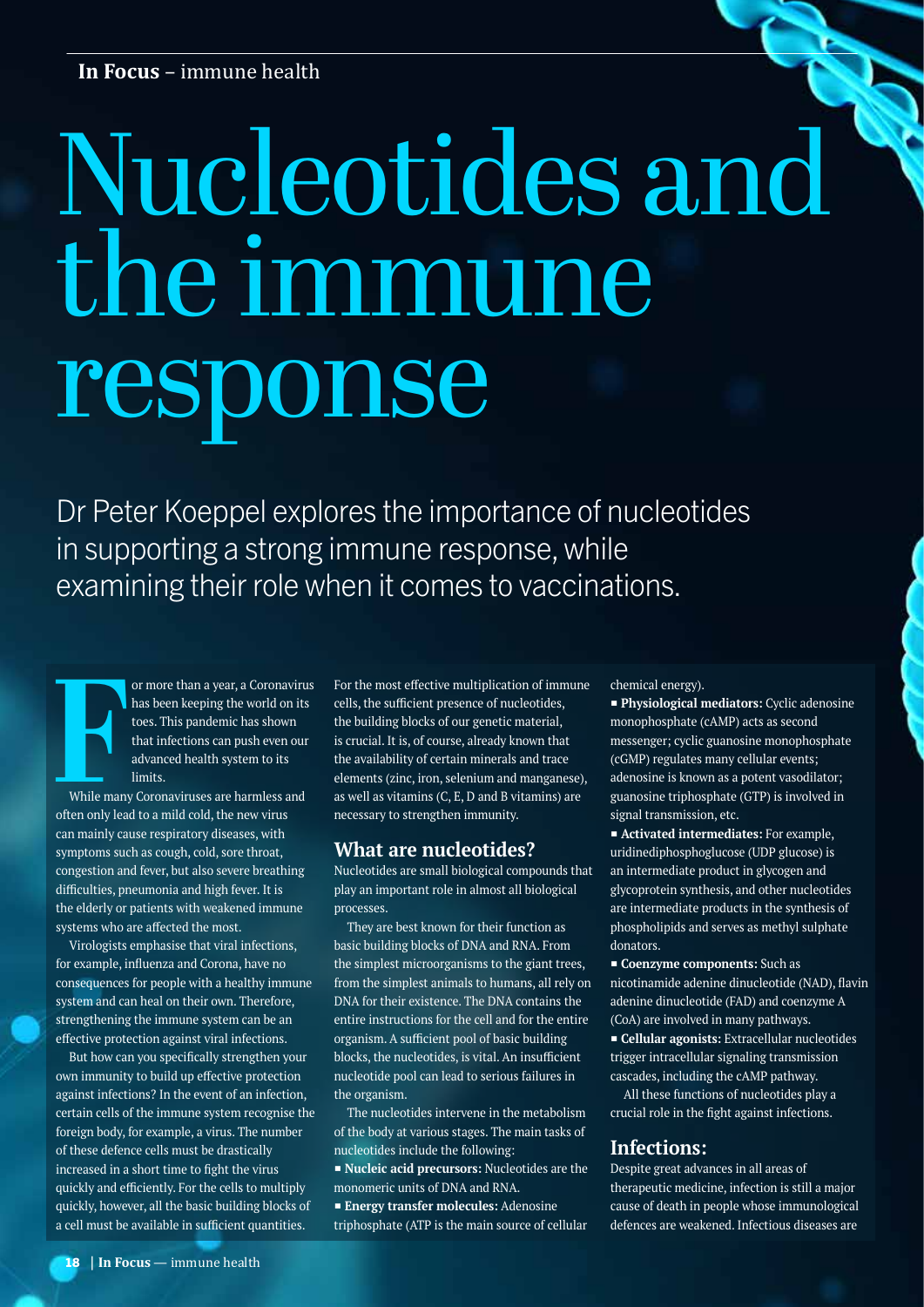# Nucleotides and the immune response

Dr Peter Koeppel explores the importance of nucleotides in supporting a strong immune response, while examining their role when it comes to vaccinations.

For more than a year, a Coronavirus has been keeping the world on its toes. This pandemic has shown that infections can push even our advanced health system to its limits.

While many Coronaviruses are harmless and often only lead to a mild cold, the new virus can mainly cause respiratory diseases, with symptoms such as cough, cold, sore throat, congestion and fever, but also severe breathing difficulties, pneumonia and high fever. It is the elderly or patients with weakened immune systems who are affected the most.

Virologists emphasise that viral infections, for example, influenza and Corona, have no consequences for people with a healthy immune system and can heal on their own. Therefore, strengthening the immune system can be an effective protection against viral infections.

But how can you specifically strengthen your own immunity to build up effective protection against infections? In the event of an infection, certain cells of the immune system recognise the foreign body, for example, a virus. The number of these defence cells must be drastically increased in a short time to fight the virus quickly and efficiently. For the cells to multiply quickly, however, all the basic building blocks of a cell must be available in sufficient quantities.

For the most effective multiplication of immune cells, the sufficient presence of nucleotides, the building blocks of our genetic material, is crucial. It is, of course, already known that the availability of certain minerals and trace elements (zinc, iron, selenium and manganese), as well as vitamins (C, E, D and B vitamins) are necessary to strengthen immunity.

## What are nucleotides?

Nucleotides are small biological compounds that play an important role in almost all biological processes.

They are best known for their function as basic building blocks of DNA and RNA. From the simplest microorganisms to the giant trees, from the simplest animals to humans, all rely on DNA for their existence. The DNA contains the entire instructions for the cell and for the entire organism. A sufficient pool of basic building blocks, the nucleotides, is vital. An insufficient nucleotide pool can lead to serious failures in the organism.

The nucleotides intervene in the metabolism of the body at various stages. The main tasks of nucleotides include the following:

- **Nucleic acid precursors:** Nucleotides are the monomeric units of DNA and RNA.
- **Energy transfer molecules:** Adenosine triphosphate (ATP is the main source of cellular chemical energy).
- **Physiological mediators:** Cyclic adenosine monophosphate (cAMP) acts as second messenger; cyclic guanosine monophosphate (cGMP) regulates many cellular events; adenosine is known as a potent vasodilator; guanosine triphosphate (GTP) is involved in signal transmission, etc.
- **Activated intermediates:** For example, uridinediphosphoglucose (UDP glucose) is an intermediate product in glycogen and glycoprotein synthesis, and other nucleotides are intermediate products in the synthesis of phospholipids and serves as methyl sulphate donators.
- **Coenzyme components:** Such as nicotinamide adenine dinucleotide (NAD), flavin adenine dinucleotide (FAD) and coenzyme A (CoA) are involved in many pathways.
- **Cellular agonists:** Extracellular nucleotides trigger intracellular signaling transmission cascades, including the cAMP pathway.

All these functions of nucleotides play a crucial role in the fight against infections.

## Infections:

Despite great advances in all areas of therapeutic medicine, infection is still a major cause of death in people whose immunological defences are weakened. Infectious diseases are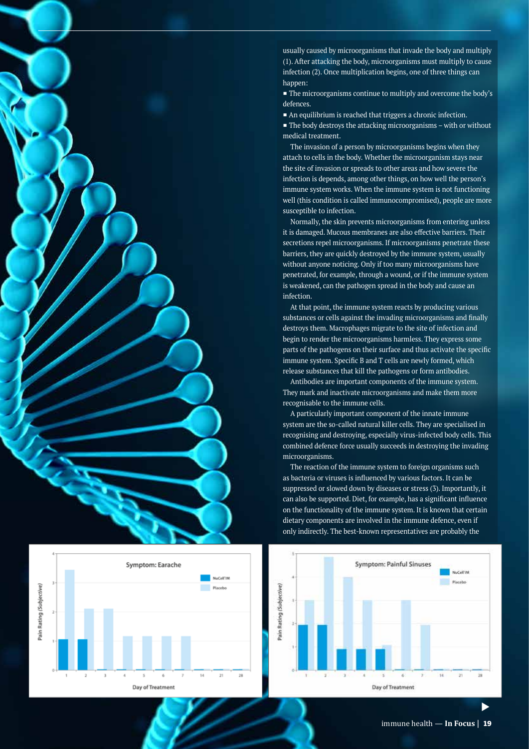usually caused by microorganisms that invade the body and multiply (1). After attacking the body, microorganisms must multiply to cause infection (2). Once multiplication begins, one of three things can happen:

- The microorganisms continue to multiply and overcome the body's defences.
- An equilibrium is reached that triggers a chronic infection.
- The body destroys the attacking microorganisms – with or without medical treatment.

The invasion of a person by microorganisms begins when they attach to cells in the body. Whether the microorganism stays near the site of invasion or spreads to other areas and how severe the infection is depends, among other things, on how well the person's immune system works. When the immune system is not functioning well (this condition is called immunocompromised), people are more susceptible to infection.

Normally, the skin prevents microorganisms from entering unless it is damaged. Mucous membranes are also effective barriers. Their secretions repel microorganisms. If microorganisms penetrate these barriers, they are quickly destroyed by the immune system, usually without anyone noticing. Only if too many microorganisms have penetrated, for example, through a wound, or if the immune system is weakened, can the pathogen spread in the body and cause an infection.

At that point, the immune system reacts by producing various substances or cells against the invading microorganisms and finally destroys them. Macrophages migrate to the site of infection and begin to render the microorganisms harmless. They express some parts of the pathogens on their surface and thus activate the specific immune system. Specific B and T cells are newly formed, which release substances that kill the pathogens or form antibodies.

Antibodies are important components of the immune system. They mark and inactivate microorganisms and make them more recognisable to the immune cells.

A particularly important component of the innate immune system are the so-called natural killer cells. They are specialised in recognising and destroying, especially virus-infected body cells. This combined defence force usually succeeds in destroying the invading microorganisms.

The reaction of the immune system to foreign organisms such as bacteria or viruses is influenced by various factors. It can be suppressed or slowed down by diseases or stress (3). Importantly, it can also be supported. Diet, for example, has a significant influence on the functionality of the immune system. It is known that certain dietary components are involved in the immune defence, even if only indirectly. The best-known representatives are probably the

**Symptom: Earache** (Pain Rating (Subjective) by Day of Treatment; NuCell'IM vs Placebo)

**Symptom: Painful Sinuses** (Pain Rating (Subjective) by Day of Treatment; NuCell'IM vs Placebo)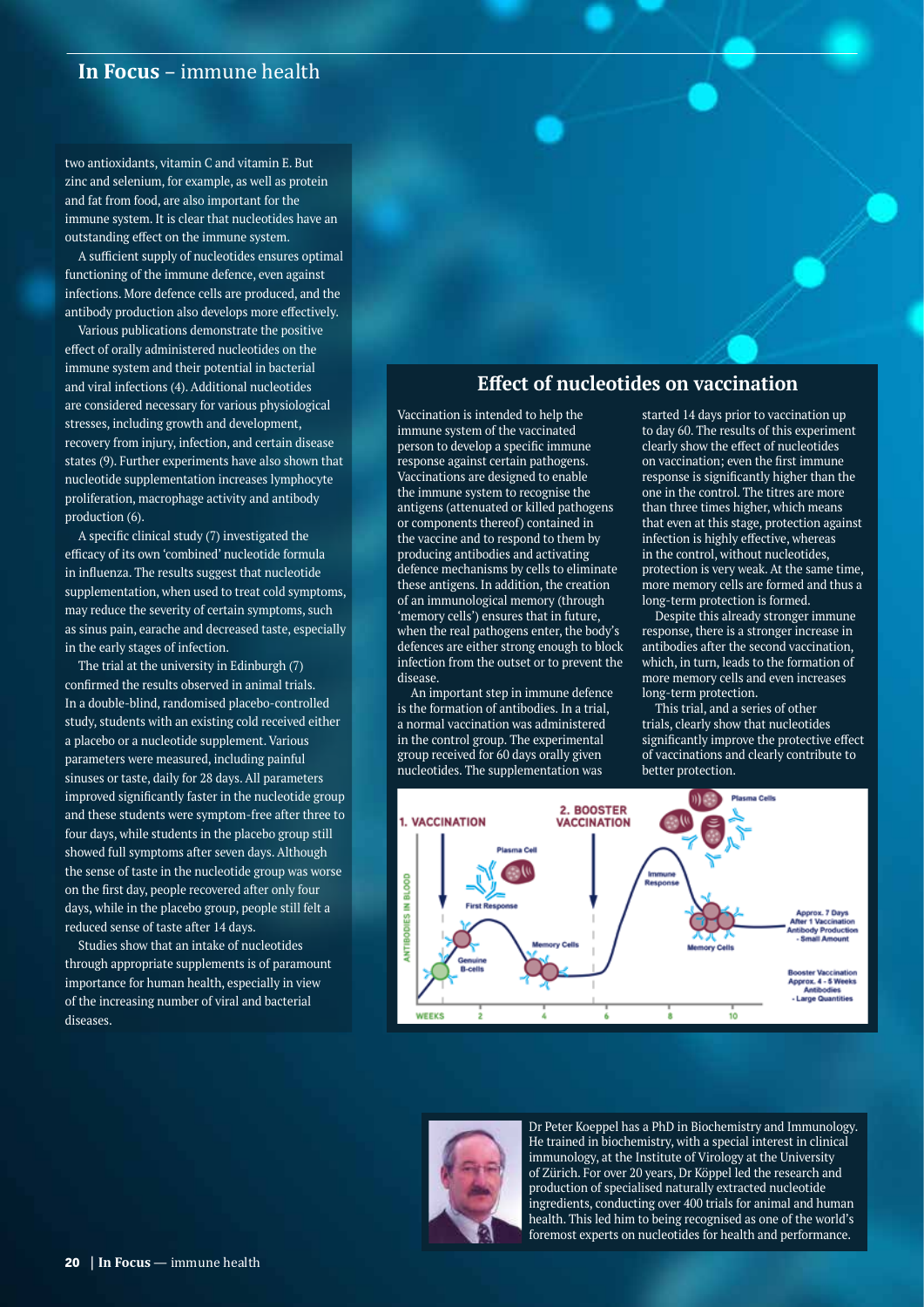two antioxidants, vitamin C and vitamin E. But zinc and selenium, for example, as well as protein and fat from food, are also important for the immune system. It is clear that nucleotides have an outstanding effect on the immune system.

A sufficient supply of nucleotides ensures optimal functioning of the immune defence, even against infections. More defence cells are produced, and the antibody production also develops more effectively.

Various publications demonstrate the positive effect of orally administered nucleotides on the immune system and their potential in bacterial and viral infections (4). Additional nucleotides are considered necessary for various physiological stresses, including growth and development, recovery from injury, infection, and certain disease states (9). Further experiments have also shown that nucleotide supplementation increases lymphocyte proliferation, macrophage activity and antibody production (6).

A specific clinical study (7) investigated the efficacy of its own 'combined' nucleotide formula in influenza. The results suggest that nucleotide supplementation, when used to treat cold symptoms, may reduce the severity of certain symptoms, such as sinus pain, earache and decreased taste, especially in the early stages of infection.

The trial at the university in Edinburgh (7) confirmed the results observed in animal trials. In a double-blind, randomised placebo-controlled study, students with an existing cold received either a placebo or a nucleotide supplement. Various parameters were measured, including painful sinuses or taste, daily for 28 days. All parameters improved significantly faster in the nucleotide group and these students were symptom-free after three to four days, while students in the placebo group still showed full symptoms after seven days. Although the sense of taste in the nucleotide group was worse on the first day, people recovered after only four days, while in the placebo group, people still felt a reduced sense of taste after 14 days.

Studies show that an intake of nucleotides through appropriate supplements is of paramount importance for human health, especially in view of the increasing number of viral and bacterial diseases.

## Effect of nucleotides on vaccination

Vaccination is intended to help the immune system of the vaccinated person to develop a specific immune response against certain pathogens. Vaccinations are designed to enable the immune system to recognise the antigens (attenuated or killed pathogens or components thereof) contained in the vaccine and to respond to them by producing antibodies and activating defence mechanisms by cells to eliminate these antigens. In addition, the creation of an immunological memory (through 'memory cells') ensures that in future, when the real pathogens enter, the body's defences are either strong enough to block infection from the outset or to prevent the disease.

An important step in immune defence is the formation of antibodies. In a trial, a normal vaccination was administered in the control group. The experimental group received for 60 days orally given nucleotides. The supplementation was started 14 days prior to vaccination up to day 60. The results of this experiment clearly show the effect of nucleotides on vaccination; even the first immune response is significantly higher than the one in the control. The titres are more than three times higher, which means that even at this stage, protection against infection is highly effective, whereas in the control, without nucleotides, protection is very weak. At the same time, more memory cells are formed and thus a long-term protection is formed.

Despite this already stronger immune response, there is a stronger increase in antibodies after the second vaccination, which, in turn, leads to the formation of more memory cells and even increases long-term protection.

This trial, and a series of other trials, clearly show that nucleotides significantly improve the protective effect of vaccinations and clearly contribute to better protection.

1. VACCINATION
2. BOOSTER VACCINATION
Plasma Cells
Plasma Cell
Immune Response
First Response
Memory Cells
Memory Cells
Genuine B-cells
ANTIBODIES IN BLOOD
Approx. 7 Days After 1 Vaccination Antibody Production - Small Amount
Booster Vaccination Approx. 4 - 5 Weeks Antibodies - Large Quantities
WEEKS 2 4 6 8 10

Dr Peter Koeppel has a PhD in Biochemistry and Immunology. He trained in biochemistry, with a special interest in clinical immunology, at the Institute of Virology at the University of Zürich. For over 20 years, Dr Köppel led the research and production of specialised naturally extracted nucleotide ingredients, conducting over 400 trials for animal and human health. This led him to being recognised as one of the world's foremost experts on nucleotides for health and performance.